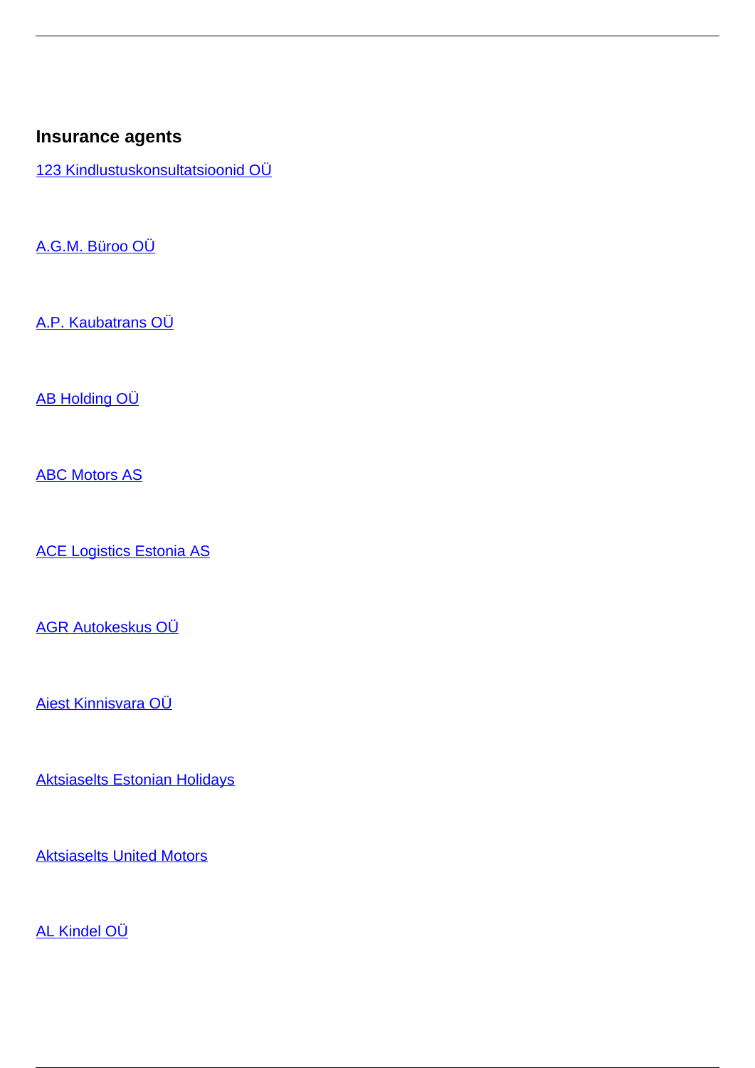### Insurance agents

123 Kindlustuskonsultatsioonid OÜ

A.G.M. Büroo OÜ

A.P. Kaubatrans OÜ

AB Holding OÜ

ABC Motors AS

ACE Logistics Estonia AS

AGR Autokeskus OÜ

Aiest Kinnisvara OÜ

Aktsiaselts Estonian Holidays

Aktsiaselts United Motors

AL Kindel OÜ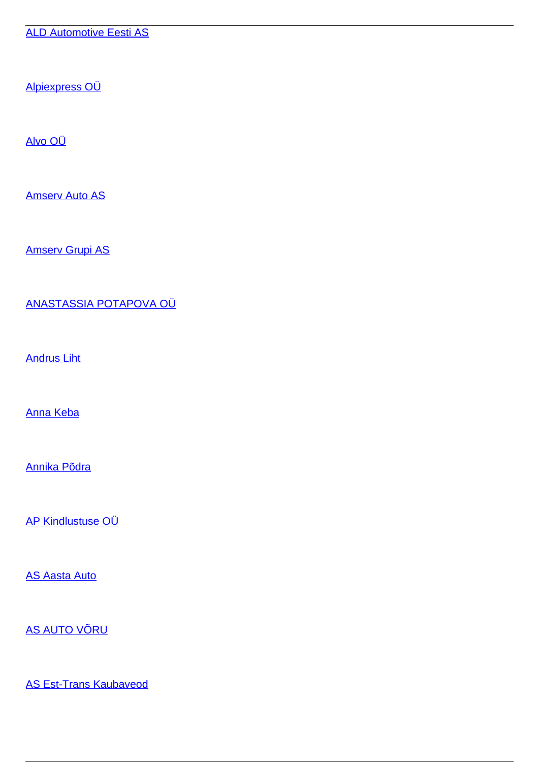ALD Automotive Eesti AS

Alpiexpress OÜ

Alvo OÜ

Amserv Auto AS

Amserv Grupi AS

ANASTASSIA POTAPOVA OÜ

Andrus Liht

Anna Keba

Annika Põdra

AP Kindlustuse OÜ

AS Aasta Auto

AS AUTO VÕRU

AS Est-Trans Kaubaveod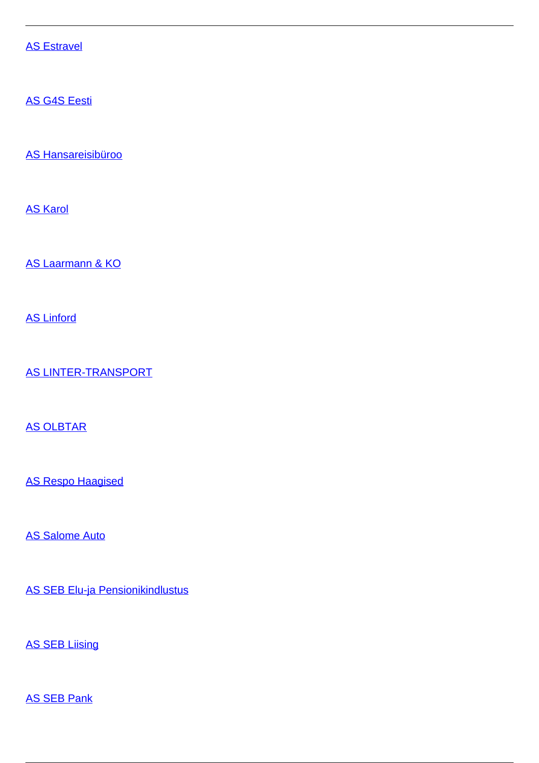AS Estravel

AS G4S Eesti

AS Hansareisibüroo

AS Karol

AS Laarmann & KO

AS Linford

AS LINTER-TRANSPORT

AS OLBTAR

AS Respo Haagised

AS Salome Auto

AS SEB Elu-ja Pensionikindlustus

AS SEB Liising

AS SEB Pank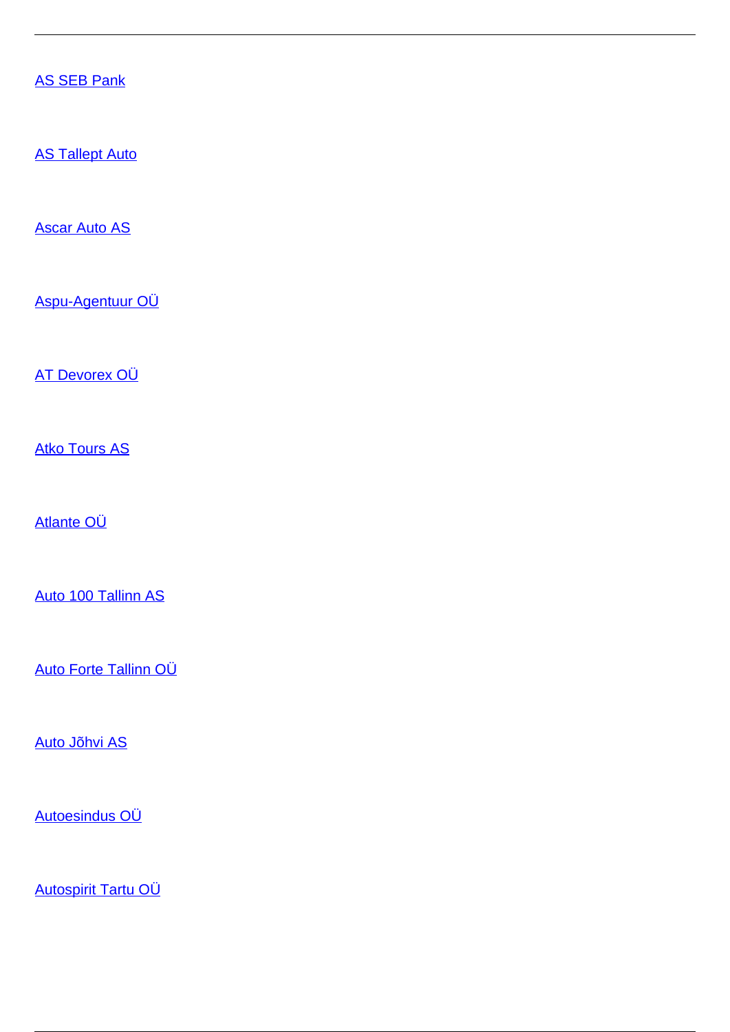AS SEB Pank

AS Tallept Auto

Ascar Auto AS

Aspu-Agentuur OÜ

AT Devorex OÜ

Atko Tours AS

Atlante OÜ

Auto 100 Tallinn AS

Auto Forte Tallinn OÜ

Auto Jõhvi AS

Autoesindus OÜ

Autospirit Tartu OÜ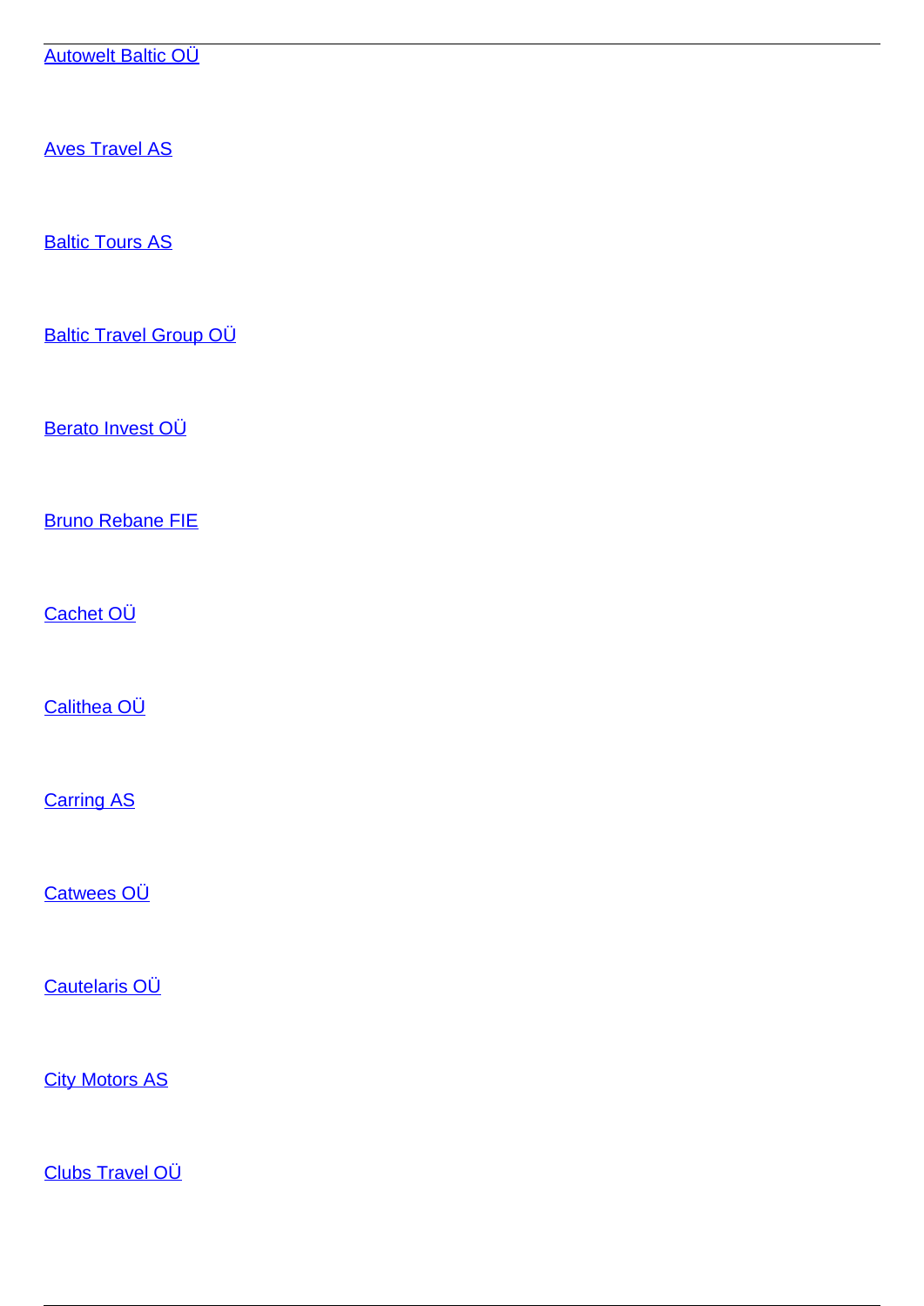Autowelt Baltic OÜ

Aves Travel AS

Baltic Tours AS

Baltic Travel Group OÜ

Berato Invest OÜ

Bruno Rebane FIE

Cachet OÜ

Calithea OÜ

Carring AS

Catwees OÜ

Cautelaris OÜ

City Motors AS

Clubs Travel OÜ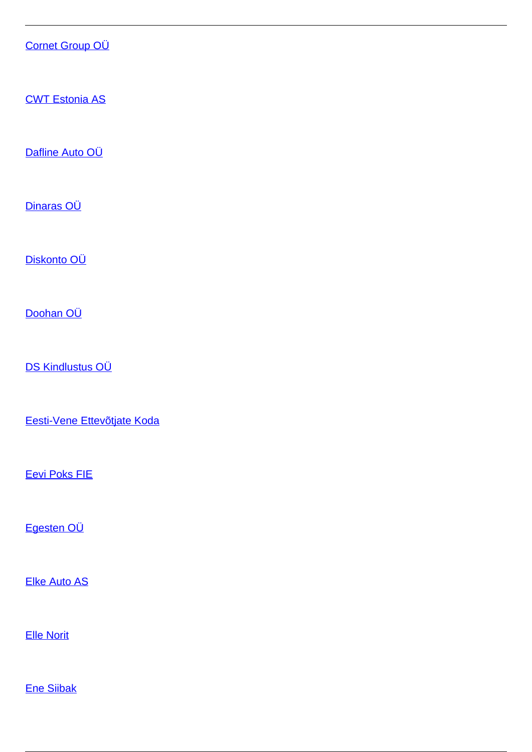Cornet Group OÜ

CWT Estonia AS

Dafline Auto OÜ

Dinaras OÜ

Diskonto OÜ

Doohan OÜ

DS Kindlustus OÜ

Eesti-Vene Ettevõtjate Koda

Eevi Poks FIE

Egesten OÜ

Elke Auto AS

Elle Norit

Ene Siibak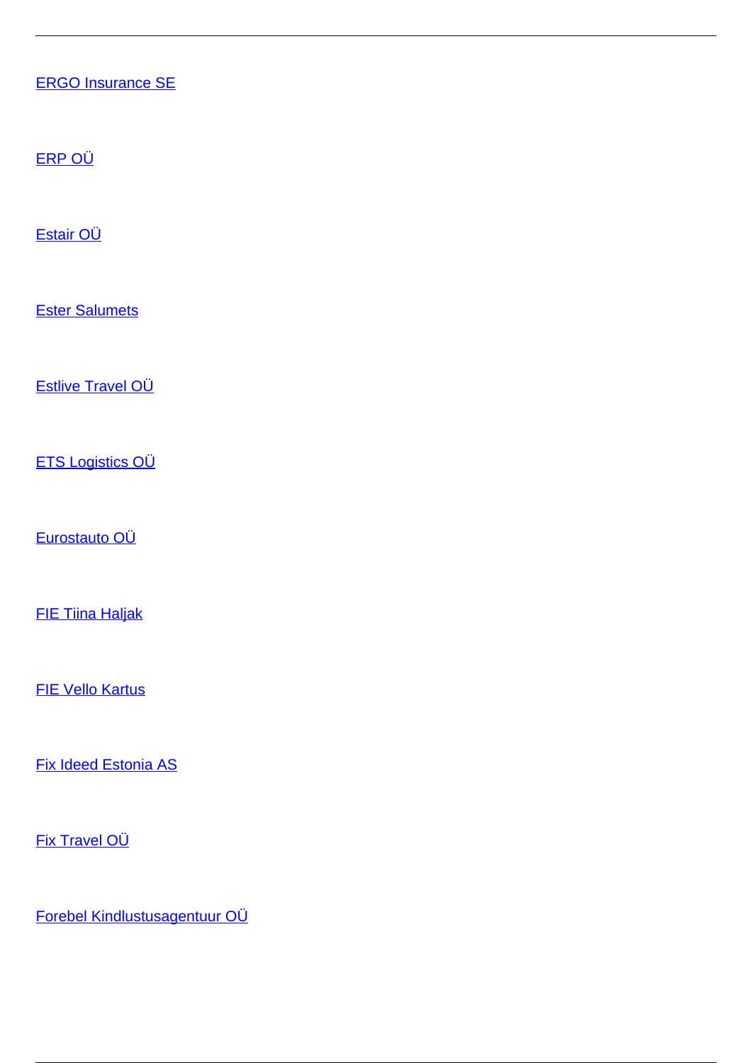ERGO Insurance SE

ERP OÜ

Estair OÜ

Ester Salumets

Estlive Travel OÜ

ETS Logistics OÜ

Eurostauto OÜ

FIE Tiina Haljak

FIE Vello Kartus

Fix Ideed Estonia AS

Fix Travel OÜ

Forebel Kindlustusagentuur OÜ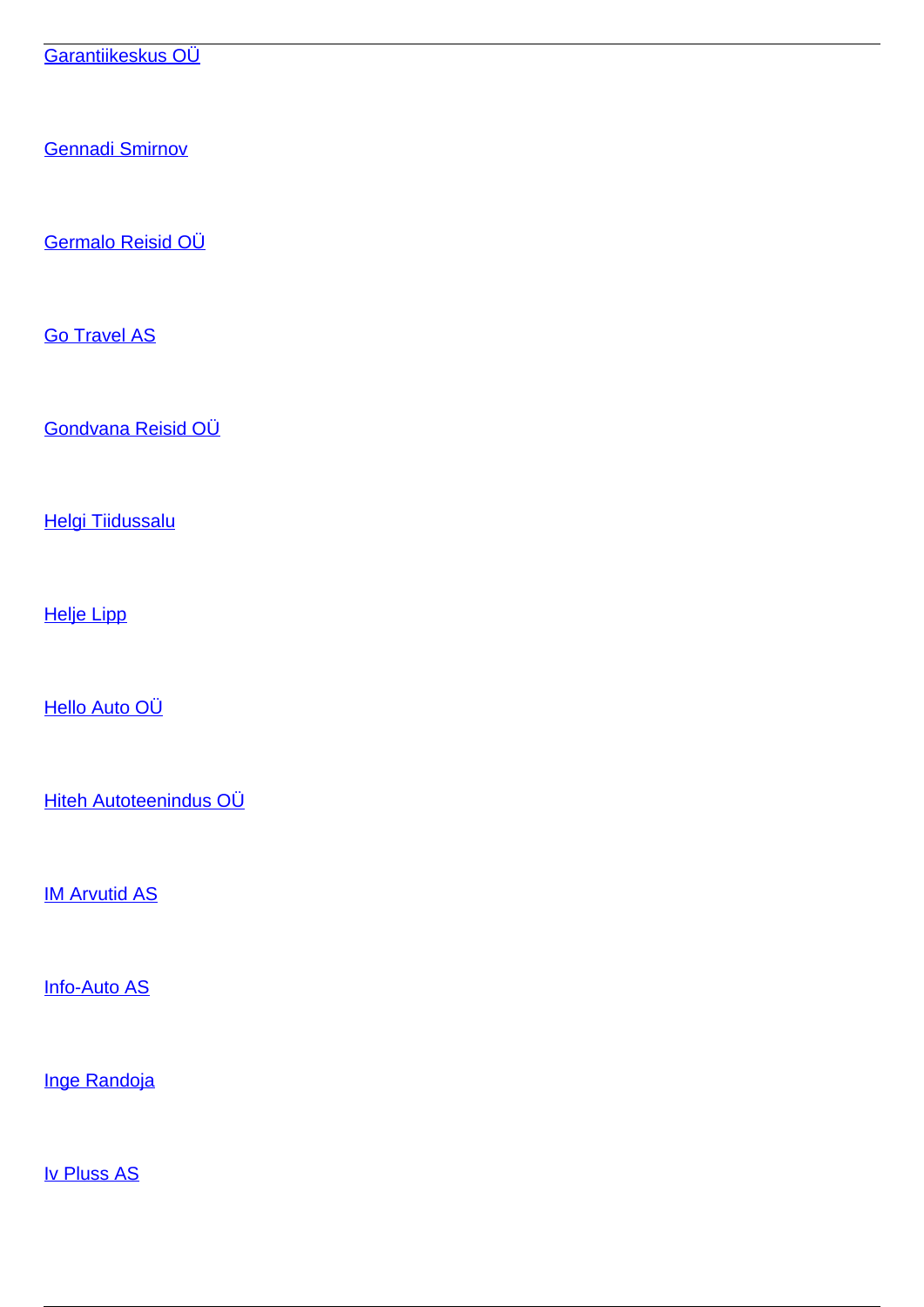Garantiikeskus OÜ

Gennadi Smirnov

Germalo Reisid OÜ

Go Travel AS

Gondvana Reisid OÜ

Helgi Tiidussalu

Helje Lipp

Hello Auto OÜ

Hiteh Autoteenindus OÜ

IM Arvutid AS

Info-Auto AS

Inge Randoja

Iv Pluss AS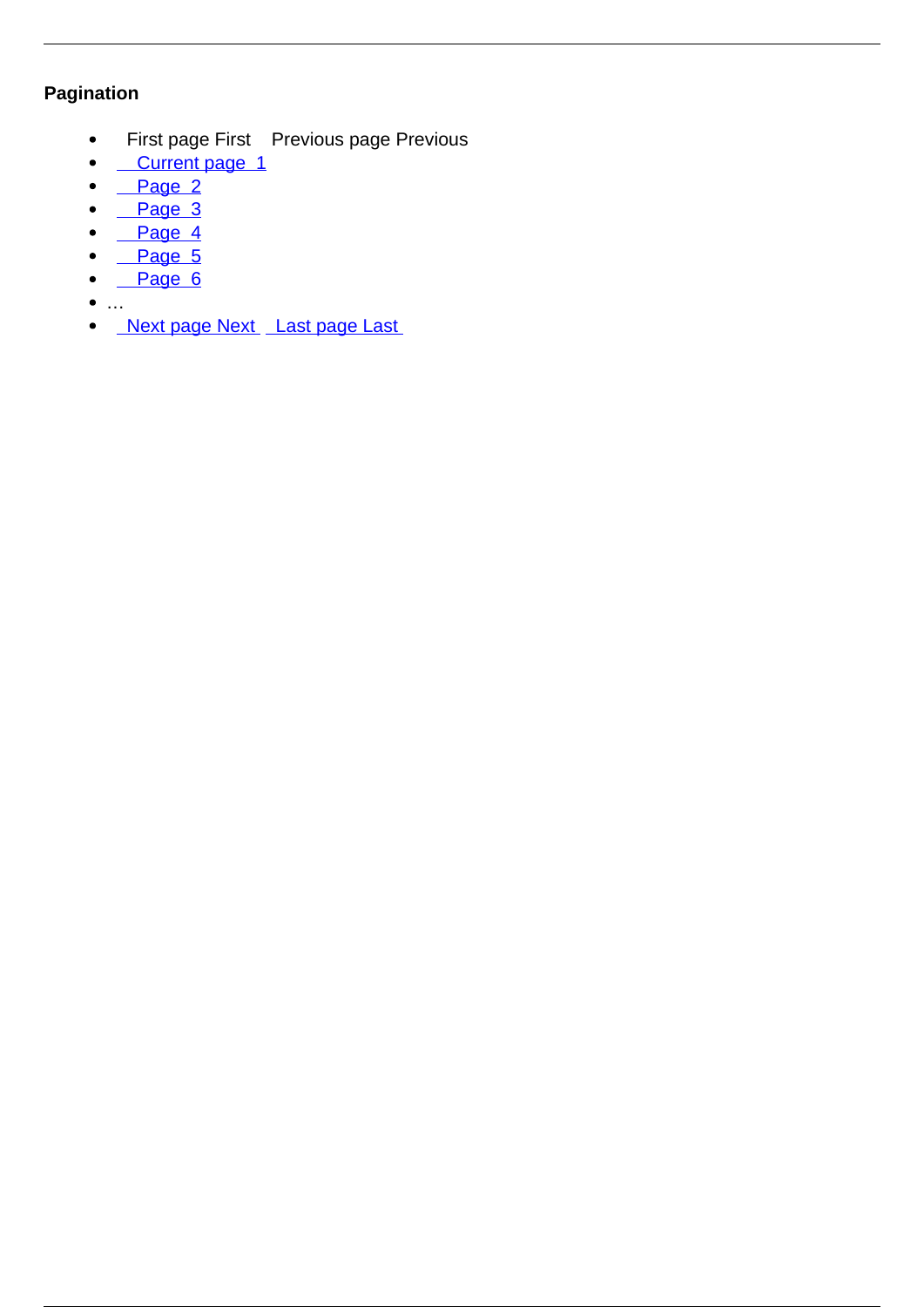**Pagination**

- First page First Previous page Previous
- Current page 1
- Page 2
- Page 3
- Page 4
- Page 5
- Page 6
- …
- Next page Next Last page Last